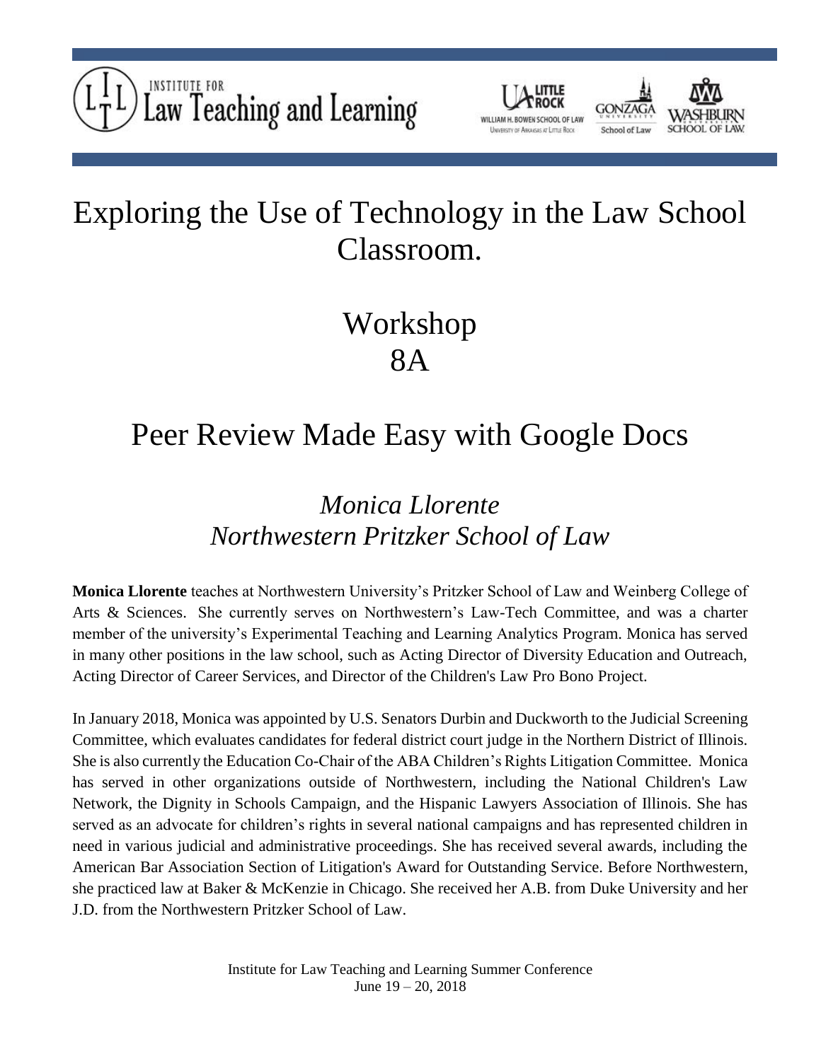INSTITUTE FOR Law Teaching and Learning

UA LITTLE ROCK WILLIAM H. BOWEN SCHOOL OF LAW University of Arkansas at Little Rock | GONZAGA UNIVERSITY School of Law | WASHBURN SCHOOL OF LAW

# Exploring the Use of Technology in the Law School Classroom.

## Workshop 8A

## Peer Review Made Easy with Google Docs

### *Monica Llorente*
### *Northwestern Pritzker School of Law*

**Monica Llorente** teaches at Northwestern University's Pritzker School of Law and Weinberg College of Arts & Sciences. She currently serves on Northwestern's Law-Tech Committee, and was a charter member of the university's Experimental Teaching and Learning Analytics Program. Monica has served in many other positions in the law school, such as Acting Director of Diversity Education and Outreach, Acting Director of Career Services, and Director of the Children's Law Pro Bono Project.

In January 2018, Monica was appointed by U.S. Senators Durbin and Duckworth to the Judicial Screening Committee, which evaluates candidates for federal district court judge in the Northern District of Illinois. She is also currently the Education Co-Chair of the ABA Children's Rights Litigation Committee. Monica has served in other organizations outside of Northwestern, including the National Children's Law Network, the Dignity in Schools Campaign, and the Hispanic Lawyers Association of Illinois. She has served as an advocate for children's rights in several national campaigns and has represented children in need in various judicial and administrative proceedings. She has received several awards, including the American Bar Association Section of Litigation's Award for Outstanding Service. Before Northwestern, she practiced law at Baker & McKenzie in Chicago. She received her A.B. from Duke University and her J.D. from the Northwestern Pritzker School of Law.

Institute for Law Teaching and Learning Summer Conference
June 19 – 20, 2018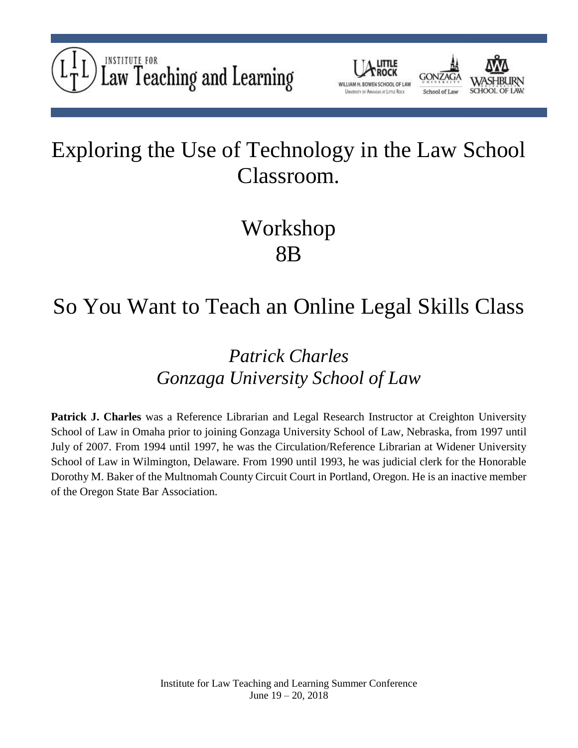# Exploring the Use of Technology in the Law School Classroom.

# Workshop 8B

# So You Want to Teach an Online Legal Skills Class

## *Patrick Charles*
## *Gonzaga University School of Law*

**Patrick J. Charles** was a Reference Librarian and Legal Research Instructor at Creighton University School of Law in Omaha prior to joining Gonzaga University School of Law, Nebraska, from 1997 until July of 2007. From 1994 until 1997, he was the Circulation/Reference Librarian at Widener University School of Law in Wilmington, Delaware. From 1990 until 1993, he was judicial clerk for the Honorable Dorothy M. Baker of the Multnomah County Circuit Court in Portland, Oregon. He is an inactive member of the Oregon State Bar Association.

Institute for Law Teaching and Learning Summer Conference
June 19 – 20, 2018